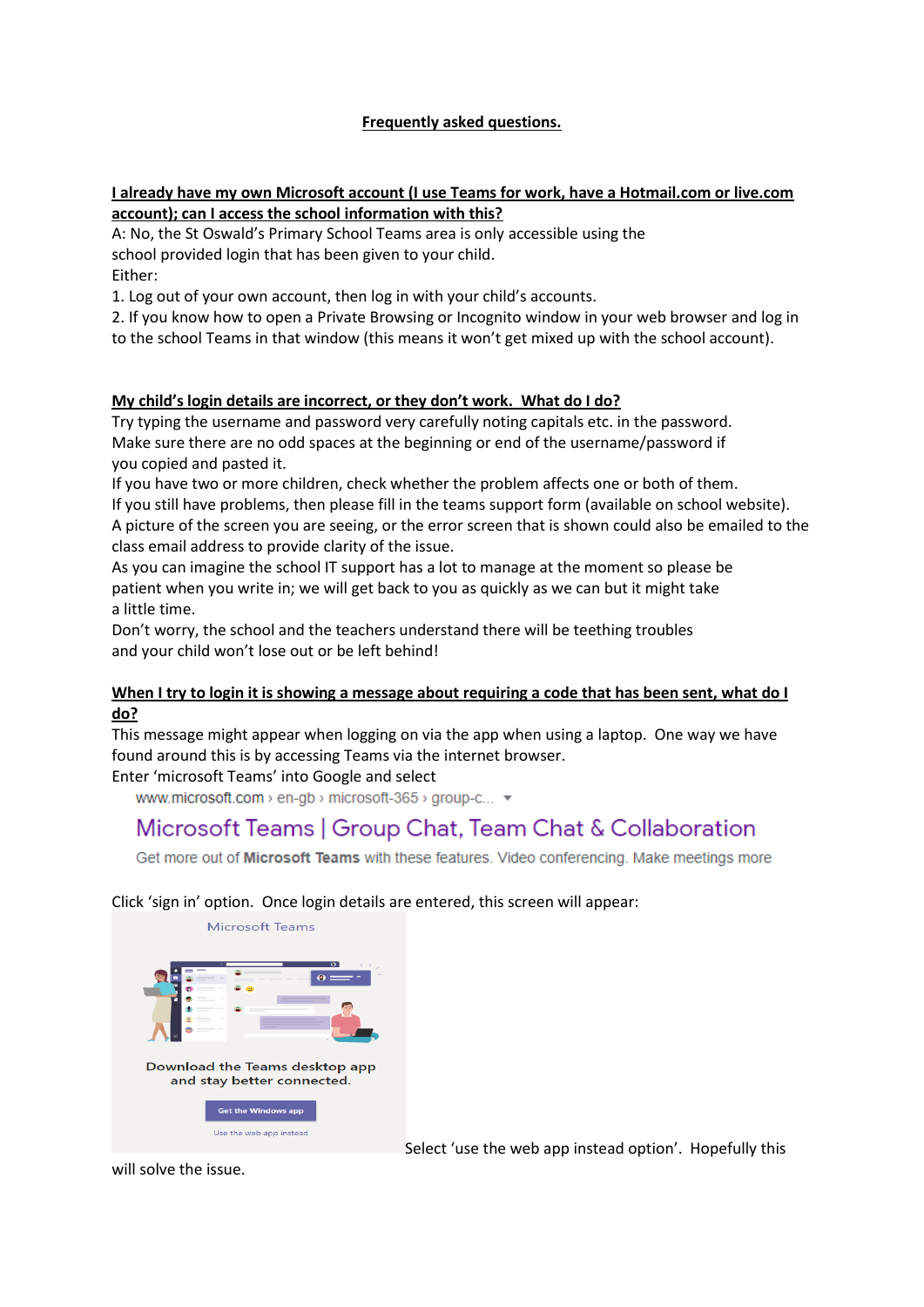# Frequently asked questions.

## I already have my own Microsoft account (I use Teams for work, have a Hotmail.com or live.com account); can I access the school information with this?

A: No, the St Oswald's Primary School Teams area is only accessible using the school provided login that has been given to your child.

Either:

1. Log out of your own account, then log in with your child's accounts.
2. If you know how to open a Private Browsing or Incognito window in your web browser and log in to the school Teams in that window (this means it won't get mixed up with the school account).

## My child's login details are incorrect, or they don't work. What do I do?

Try typing the username and password very carefully noting capitals etc. in the password.

Make sure there are no odd spaces at the beginning or end of the username/password if you copied and pasted it.

If you have two or more children, check whether the problem affects one or both of them.

If you still have problems, then please fill in the teams support form (available on school website).

A picture of the screen you are seeing, or the error screen that is shown could also be emailed to the class email address to provide clarity of the issue.

As you can imagine the school IT support has a lot to manage at the moment so please be patient when you write in; we will get back to you as quickly as we can but it might take a little time.

Don't worry, the school and the teachers understand there will be teething troubles and your child won't lose out or be left behind!

## When I try to login it is showing a message about requiring a code that has been sent, what do I do?

This message might appear when logging on via the app when using a laptop. One way we have found around this is by accessing Teams via the internet browser.

Enter 'microsoft Teams' into Google and select

www.microsoft.com › en-gb › microsoft-365 › group-c...

Microsoft Teams | Group Chat, Team Chat & Collaboration

Get more out of **Microsoft Teams** with these features. Video conferencing. Make meetings more

Click 'sign in' option. Once login details are entered, this screen will appear:

Microsoft Teams

Download the Teams desktop app and stay better connected.

Get the Windows app

Use the web app instead

Select 'use the web app instead option'. Hopefully this will solve the issue.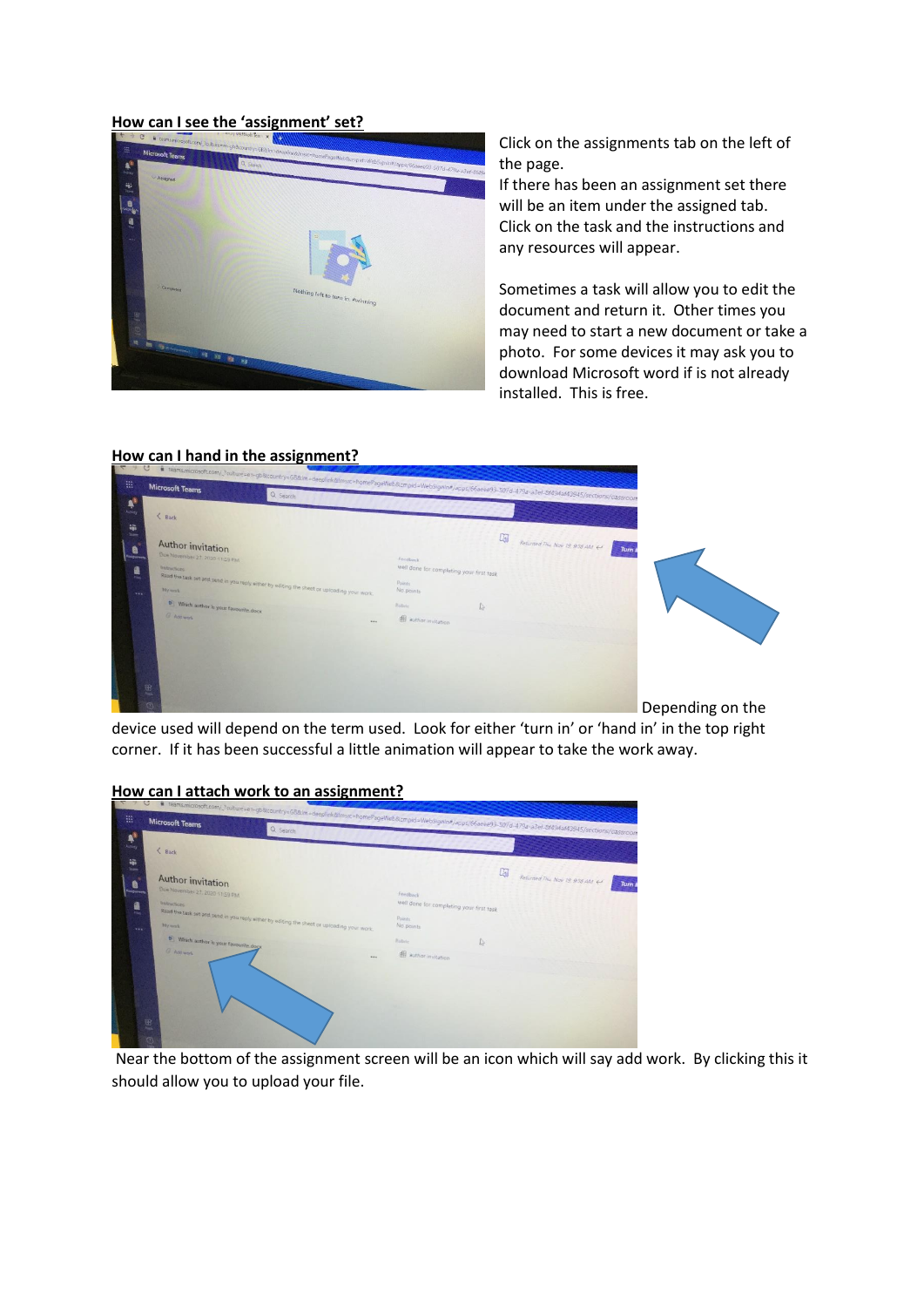**How can I see the 'assignment' set?**

Click on the assignments tab on the left of the page.
If there has been an assignment set there will be an item under the assigned tab. Click on the task and the instructions and any resources will appear.

Sometimes a task will allow you to edit the document and return it. Other times you may need to start a new document or take a photo. For some devices it may ask you to download Microsoft word if is not already installed. This is free.

**How can I hand in the assignment?**

Depending on the device used will depend on the term used. Look for either 'turn in' or 'hand in' in the top right corner. If it has been successful a little animation will appear to take the work away.

**How can I attach work to an assignment?**

Near the bottom of the assignment screen will be an icon which will say add work. By clicking this it should allow you to upload your file.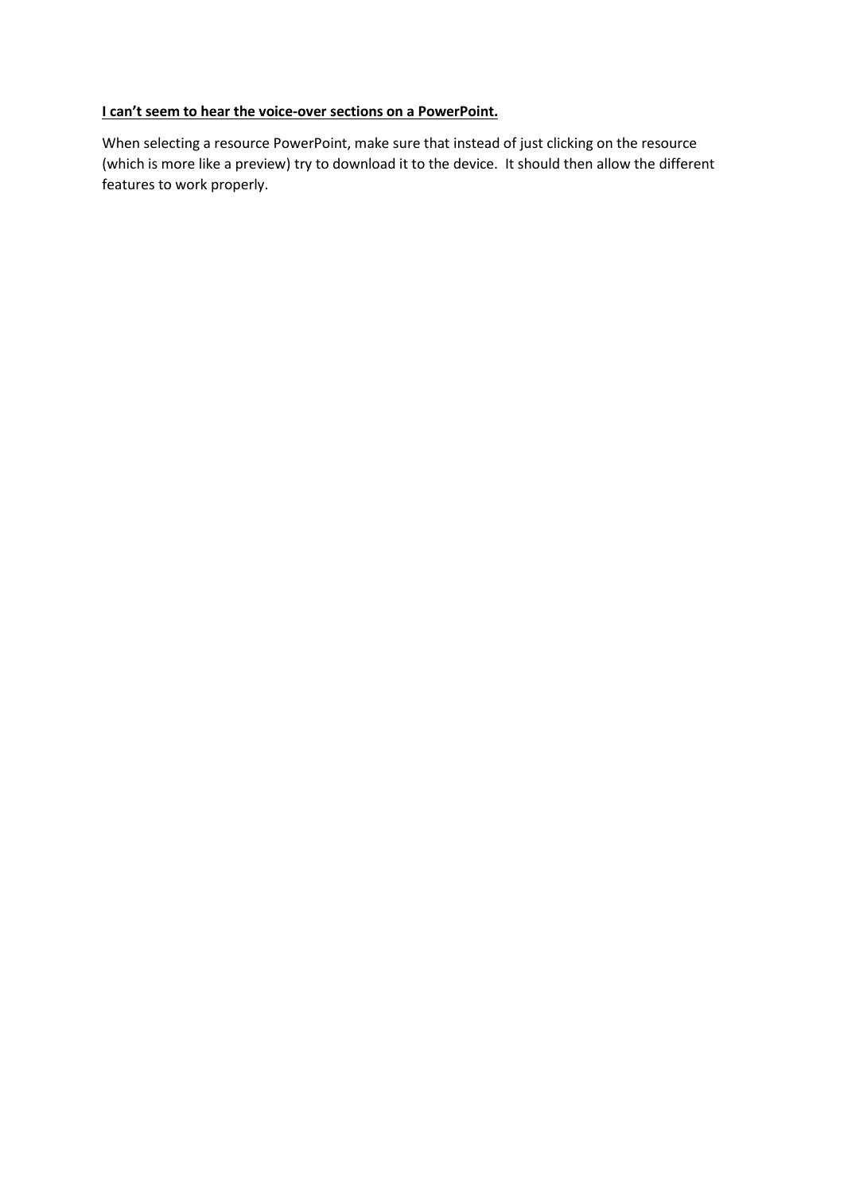**<u>I can't seem to hear the voice-over sections on a PowerPoint.</u>**

When selecting a resource PowerPoint, make sure that instead of just clicking on the resource (which is more like a preview) try to download it to the device. It should then allow the different features to work properly.